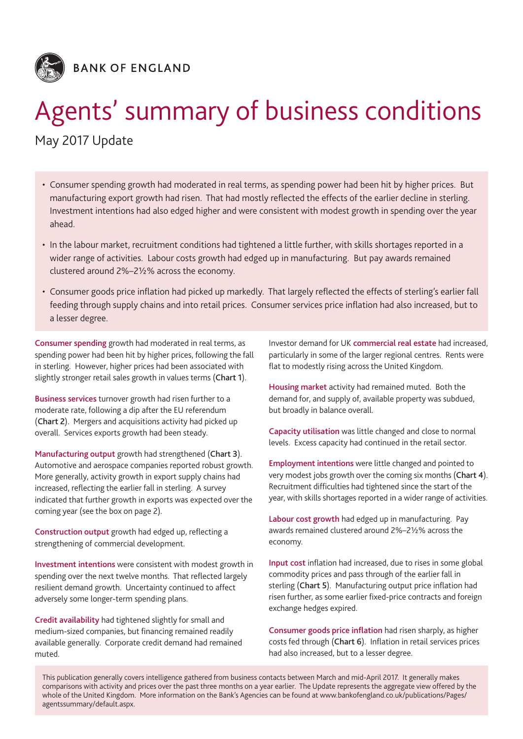BANK OF ENGLAND

# Agents' summary of business conditions

May 2017 Update

- Consumer spending growth had moderated in real terms, as spending power had been hit by higher prices. But manufacturing export growth had risen. That had mostly reflected the effects of the earlier decline in sterling. Investment intentions had also edged higher and were consistent with modest growth in spending over the year ahead.
- In the labour market, recruitment conditions had tightened a little further, with skills shortages reported in a wider range of activities. Labour costs growth had edged up in manufacturing. But pay awards remained clustered around 2%–2½% across the economy.
- Consumer goods price inflation had picked up markedly. That largely reflected the effects of sterling's earlier fall feeding through supply chains and into retail prices. Consumer services price inflation had also increased, but to a lesser degree.

**Consumer spending** growth had moderated in real terms, as spending power had been hit by higher prices, following the fall in sterling. However, higher prices had been associated with slightly stronger retail sales growth in values terms (**Chart 1**).

**Business services** turnover growth had risen further to a moderate rate, following a dip after the EU referendum (**Chart 2**). Mergers and acquisitions activity had picked up overall. Services exports growth had been steady.

**Manufacturing output** growth had strengthened (**Chart 3**). Automotive and aerospace companies reported robust growth. More generally, activity growth in export supply chains had increased, reflecting the earlier fall in sterling. A survey indicated that further growth in exports was expected over the coming year (see the box on page 2).

**Construction output** growth had edged up, reflecting a strengthening of commercial development.

**Investment intentions** were consistent with modest growth in spending over the next twelve months. That reflected largely resilient demand growth. Uncertainty continued to affect adversely some longer-term spending plans.

**Credit availability** had tightened slightly for small and medium-sized companies, but financing remained readily available generally. Corporate credit demand had remained muted.

Investor demand for UK **commercial real estate** had increased, particularly in some of the larger regional centres. Rents were flat to modestly rising across the United Kingdom.

**Housing market** activity had remained muted. Both the demand for, and supply of, available property was subdued, but broadly in balance overall.

**Capacity utilisation** was little changed and close to normal levels. Excess capacity had continued in the retail sector.

**Employment intentions** were little changed and pointed to very modest jobs growth over the coming six months (**Chart 4**). Recruitment difficulties had tightened since the start of the year, with skills shortages reported in a wider range of activities.

**Labour cost growth** had edged up in manufacturing. Pay awards remained clustered around 2%–2½% across the economy.

**Input cost** inflation had increased, due to rises in some global commodity prices and pass through of the earlier fall in sterling (**Chart 5**). Manufacturing output price inflation had risen further, as some earlier fixed-price contracts and foreign exchange hedges expired.

**Consumer goods price inflation** had risen sharply, as higher costs fed through (**Chart 6**). Inflation in retail services prices had also increased, but to a lesser degree.

This publication generally covers intelligence gathered from business contacts between March and mid-April 2017. It generally makes comparisons with activity and prices over the past three months on a year earlier. The Update represents the aggregate view offered by the whole of the United Kingdom. More information on the Bank's Agencies can be found at www.bankofengland.co.uk/publications/Pages/agentssummary/default.aspx.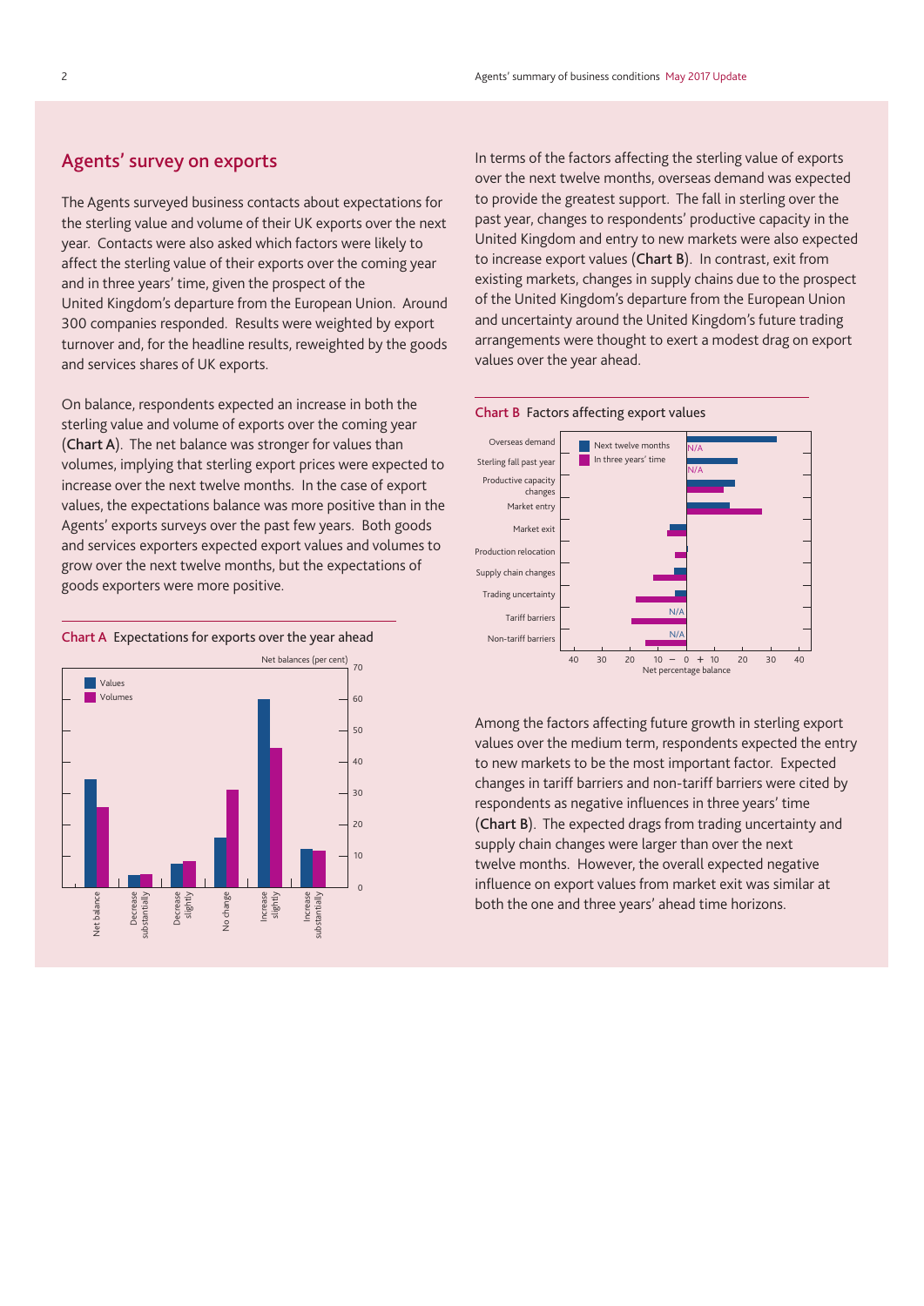## Agents' survey on exports

The Agents surveyed business contacts about expectations for the sterling value and volume of their UK exports over the next year. Contacts were also asked which factors were likely to affect the sterling value of their exports over the coming year and in three years' time, given the prospect of the United Kingdom's departure from the European Union. Around 300 companies responded. Results were weighted by export turnover and, for the headline results, reweighted by the goods and services shares of UK exports.

On balance, respondents expected an increase in both the sterling value and volume of exports over the coming year (**Chart A**). The net balance was stronger for values than volumes, implying that sterling export prices were expected to increase over the next twelve months. In the case of export values, the expectations balance was more positive than in the Agents' exports surveys over the past few years. Both goods and services exporters expected export values and volumes to grow over the next twelve months, but the expectations of goods exporters were more positive.

**Chart A** Expectations for exports over the year ahead

**Chart B** Factors affecting export values

In terms of the factors affecting the sterling value of exports over the next twelve months, overseas demand was expected to provide the greatest support. The fall in sterling over the past year, changes to respondents' productive capacity in the United Kingdom and entry to new markets were also expected to increase export values (**Chart B**). In contrast, exit from existing markets, changes in supply chains due to the prospect of the United Kingdom's departure from the European Union and uncertainty around the United Kingdom's future trading arrangements were thought to exert a modest drag on export values over the year ahead.

Among the factors affecting future growth in sterling export values over the medium term, respondents expected the entry to new markets to be the most important factor. Expected changes in tariff barriers and non-tariff barriers were cited by respondents as negative influences in three years' time (**Chart B**). The expected drags from trading uncertainty and supply chain changes were larger than over the next twelve months. However, the overall expected negative influence on export values from market exit was similar at both the one and three years' ahead time horizons.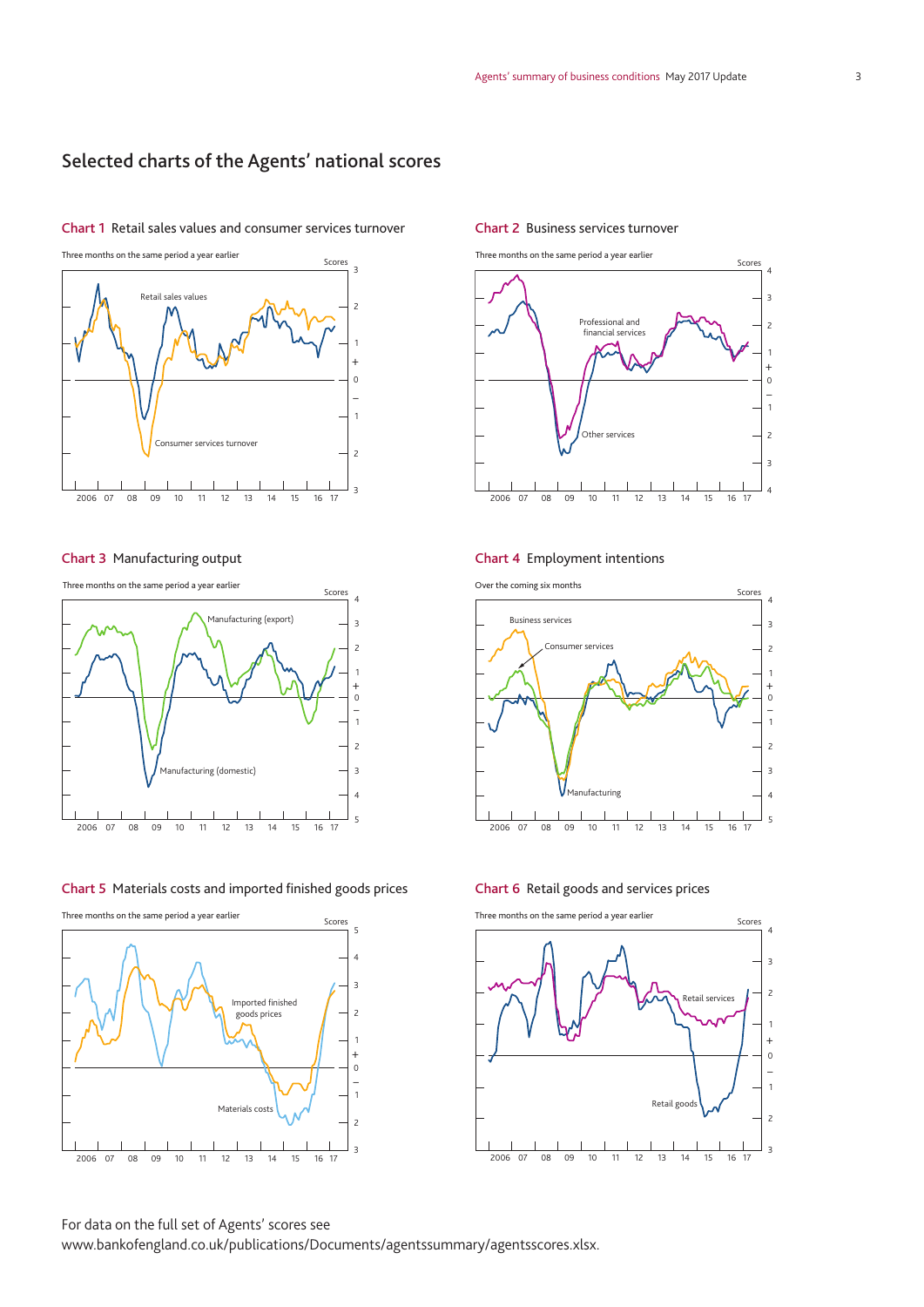# Selected charts of the Agents' national scores

**Chart 1** Retail sales values and consumer services turnover

Three months on the same period a year earlier

Scores

Retail sales values

Consumer services turnover

3
2
1
+
0
–
1
2
3

2006 07 08 09 10 11 12 13 14 15 16 17

**Chart 2** Business services turnover

Three months on the same period a year earlier

Scores

Professional and financial services

Other services

4
3
2
1
+
0
–
1
2
3
4

2006 07 08 09 10 11 12 13 14 15 16 17

**Chart 3** Manufacturing output

Three months on the same period a year earlier

Scores

Manufacturing (export)

Manufacturing (domestic)

4
3
2
1
+
0
–
1
2
3
4
5

2006 07 08 09 10 11 12 13 14 15 16 17

**Chart 4** Employment intentions

Over the coming six months

Scores

Business services

Consumer services

Manufacturing

4
3
2
1
+
0
–
1
2
3
4
5

2006 07 08 09 10 11 12 13 14 15 16 17

**Chart 5** Materials costs and imported finished goods prices

Three months on the same period a year earlier

Scores

Imported finished goods prices

Materials costs

5
4
3
2
1
+
0
–
1
2
3

2006 07 08 09 10 11 12 13 14 15 16 17

**Chart 6** Retail goods and services prices

Three months on the same period a year earlier

Scores

Retail services

Retail goods

4
3
2
1
+
0
–
1
2
3

2006 07 08 09 10 11 12 13 14 15 16 17

For data on the full set of Agents' scores see www.bankofengland.co.uk/publications/Documents/agentssummary/agentsscores.xlsx.